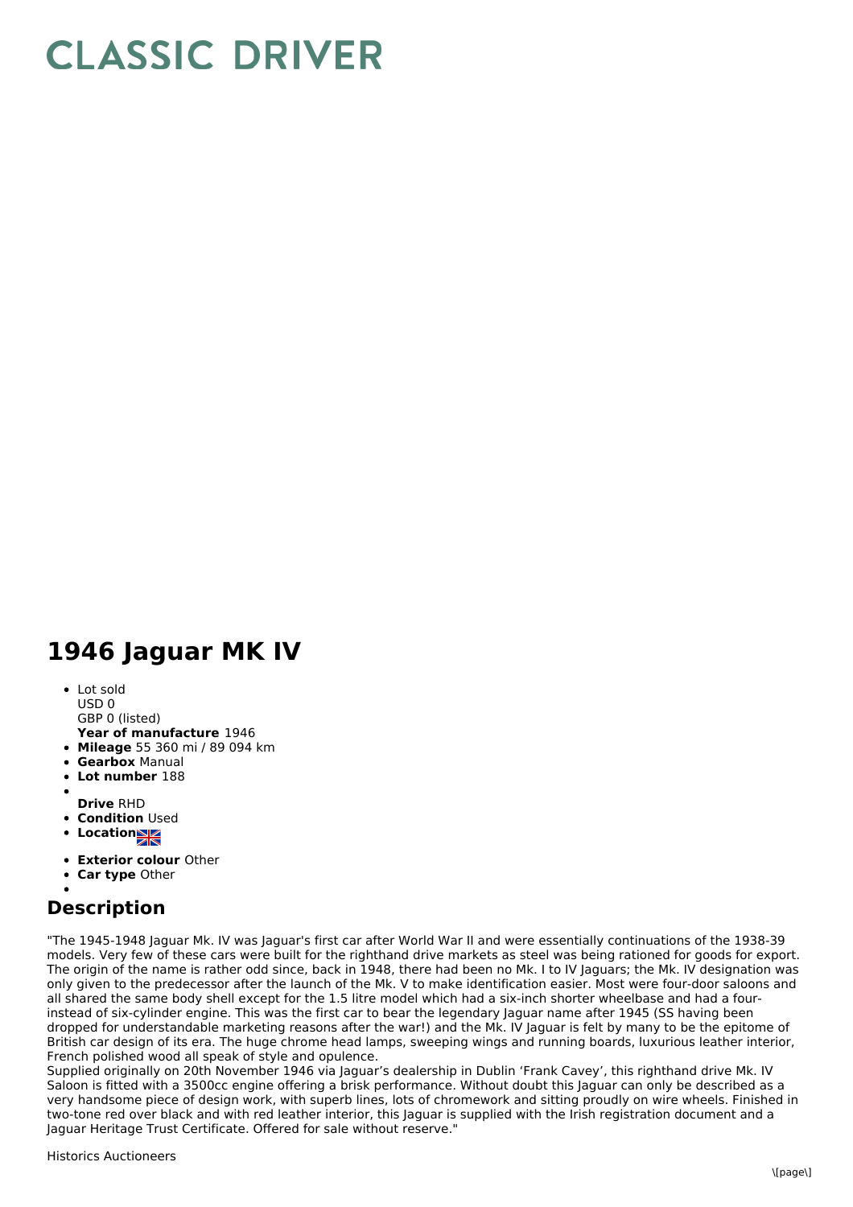# CLASSIC DRIVER

## 1946 Jaguar MK IV

- Lot sold
  USD 0
  GBP 0 (listed)
  **Year of manufacture** 1946
- **Mileage** 55 360 mi / 89 094 km
- **Gearbox** Manual
- **Lot number** 188
- 
  **Drive** RHD
- **Condition** Used
- **Location**
- **Exterior colour** Other
- **Car type** Other
- 

## Description

"The 1945-1948 Jaguar Mk. IV was Jaguar's first car after World War II and were essentially continuations of the 1938-39 models. Very few of these cars were built for the righthand drive markets as steel was being rationed for goods for export. The origin of the name is rather odd since, back in 1948, there had been no Mk. I to IV Jaguars; the Mk. IV designation was only given to the predecessor after the launch of the Mk. V to make identification easier. Most were four-door saloons and all shared the same body shell except for the 1.5 litre model which had a six-inch shorter wheelbase and had a four- instead of six-cylinder engine. This was the first car to bear the legendary Jaguar name after 1945 (SS having been dropped for understandable marketing reasons after the war!) and the Mk. IV Jaguar is felt by many to be the epitome of British car design of its era. The huge chrome head lamps, sweeping wings and running boards, luxurious leather interior, French polished wood all speak of style and opulence.
Supplied originally on 20th November 1946 via Jaguar's dealership in Dublin 'Frank Cavey', this righthand drive Mk. IV Saloon is fitted with a 3500cc engine offering a brisk performance. Without doubt this Jaguar can only be described as a very handsome piece of design work, with superb lines, lots of chromework and sitting proudly on wire wheels. Finished in two-tone red over black and with red leather interior, this Jaguar is supplied with the Irish registration document and a Jaguar Heritage Trust Certificate. Offered for sale without reserve."

Historics Auctioneers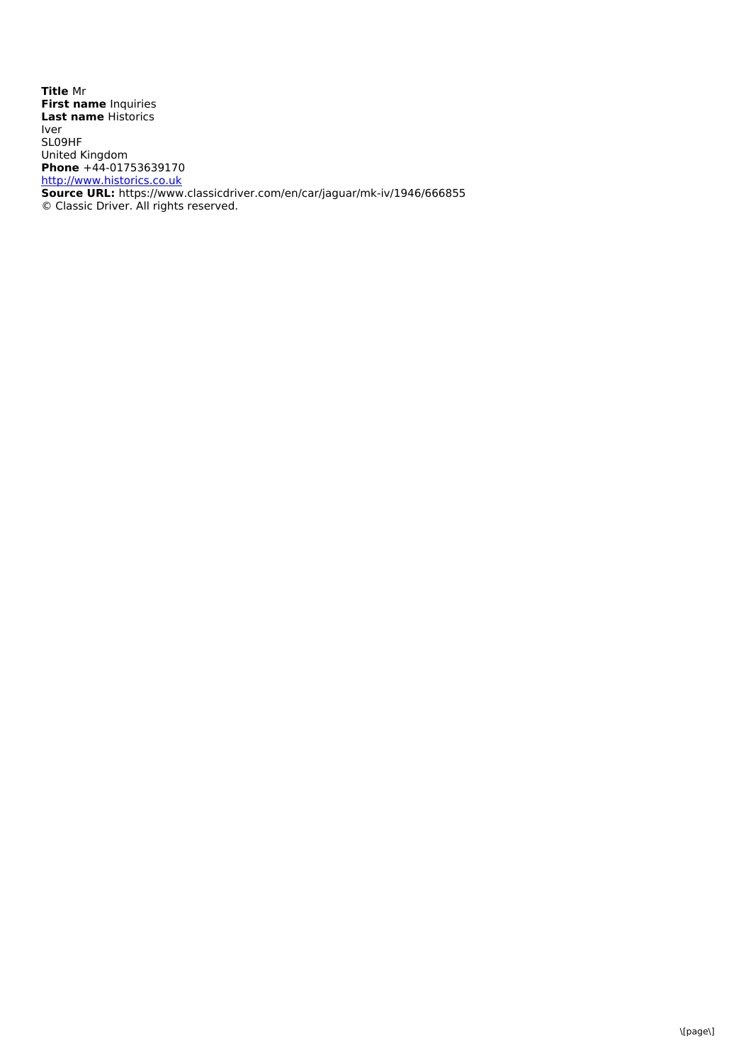**Title** Mr
**First name** Inquiries
**Last name** Historics
Iver
SL09HF
United Kingdom
**Phone** +44-01753639170
[http://www.historics.co.uk](http://www.historics.co.uk)
**Source URL:** https://www.classicdriver.com/en/car/jaguar/mk-iv/1946/666855
© Classic Driver. All rights reserved.